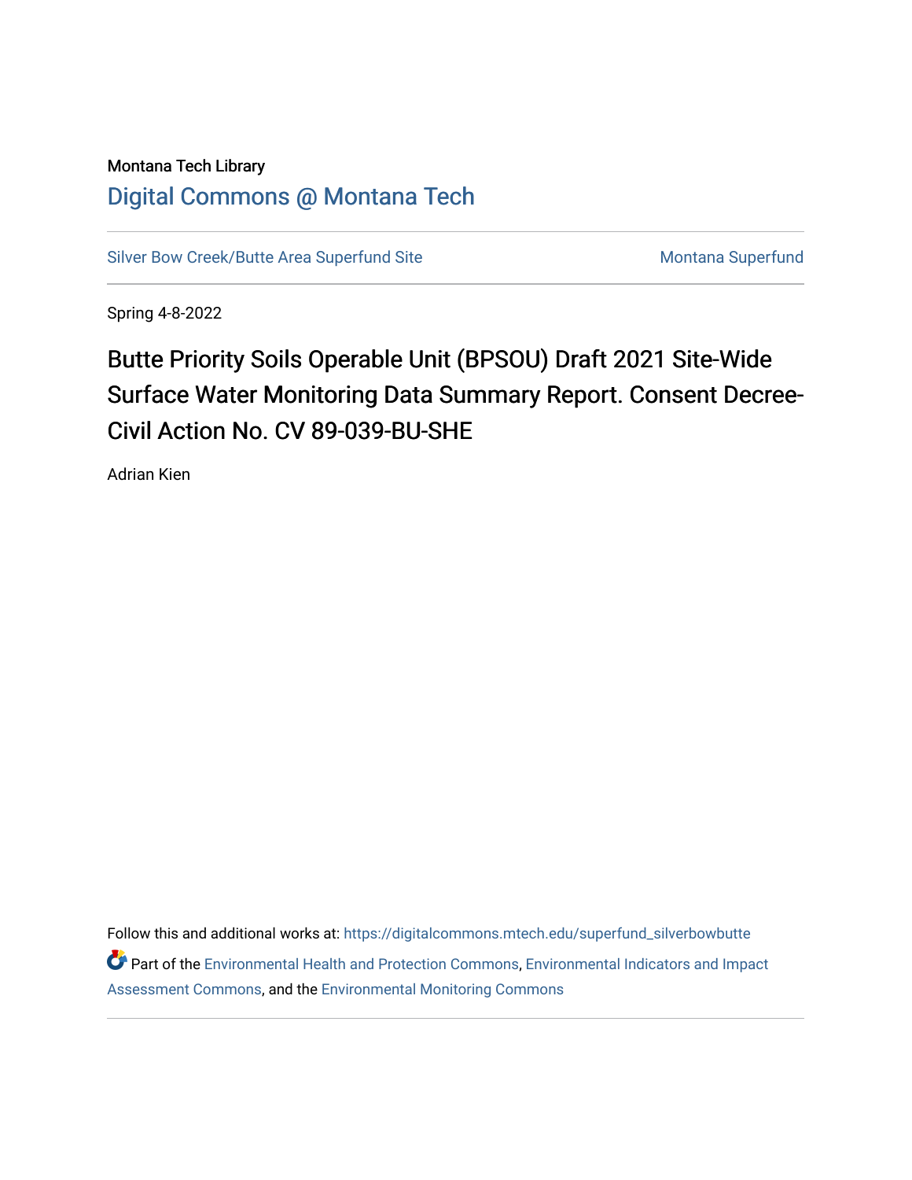Montana Tech Library

Digital Commons @ Montana Tech

Silver Bow Creek/Butte Area Superfund Site

Montana Superfund

Spring 4-8-2022

# Butte Priority Soils Operable Unit (BPSOU) Draft 2021 Site-Wide Surface Water Monitoring Data Summary Report. Consent Decree-Civil Action No. CV 89-039-BU-SHE

Adrian Kien

Follow this and additional works at: https://digitalcommons.mtech.edu/superfund_silverbowbutte

Part of the Environmental Health and Protection Commons, Environmental Indicators and Impact Assessment Commons, and the Environmental Monitoring Commons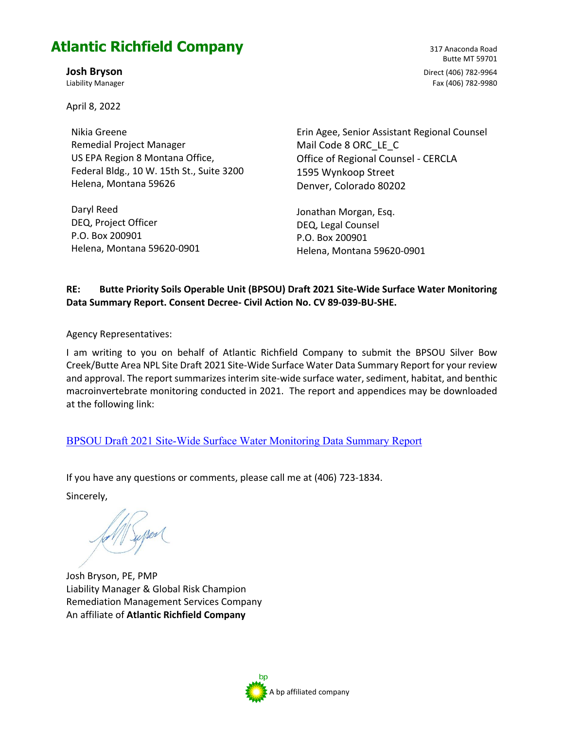# Atlantic Richfield Company

**Josh Bryson**
Liability Manager

317 Anaconda Road
Butte MT 59701

Direct (406) 782-9964
Fax (406) 782-9980

April 8, 2022

Nikia Greene
Remedial Project Manager
US EPA Region 8 Montana Office,
Federal Bldg., 10 W. 15th St., Suite 3200
Helena, Montana 59626

Erin Agee, Senior Assistant Regional Counsel
Mail Code 8 ORC_LE_C
Office of Regional Counsel - CERCLA
1595 Wynkoop Street
Denver, Colorado 80202

Daryl Reed
DEQ, Project Officer
P.O. Box 200901
Helena, Montana 59620-0901

Jonathan Morgan, Esq.
DEQ, Legal Counsel
P.O. Box 200901
Helena, Montana 59620-0901

**RE: Butte Priority Soils Operable Unit (BPSOU) Draft 2021 Site-Wide Surface Water Monitoring Data Summary Report. Consent Decree- Civil Action No. CV 89-039-BU-SHE.**

Agency Representatives:

I am writing to you on behalf of Atlantic Richfield Company to submit the BPSOU Silver Bow Creek/Butte Area NPL Site Draft 2021 Site-Wide Surface Water Data Summary Report for your review and approval. The report summarizes interim site-wide surface water, sediment, habitat, and benthic macroinvertebrate monitoring conducted in 2021. The report and appendices may be downloaded at the following link:

BPSOU Draft 2021 Site-Wide Surface Water Monitoring Data Summary Report

If you have any questions or comments, please call me at (406) 723-1834.

Sincerely,

Josh Bryson, PE, PMP
Liability Manager & Global Risk Champion
Remediation Management Services Company
An affiliate of **Atlantic Richfield Company**

bp
A bp affiliated company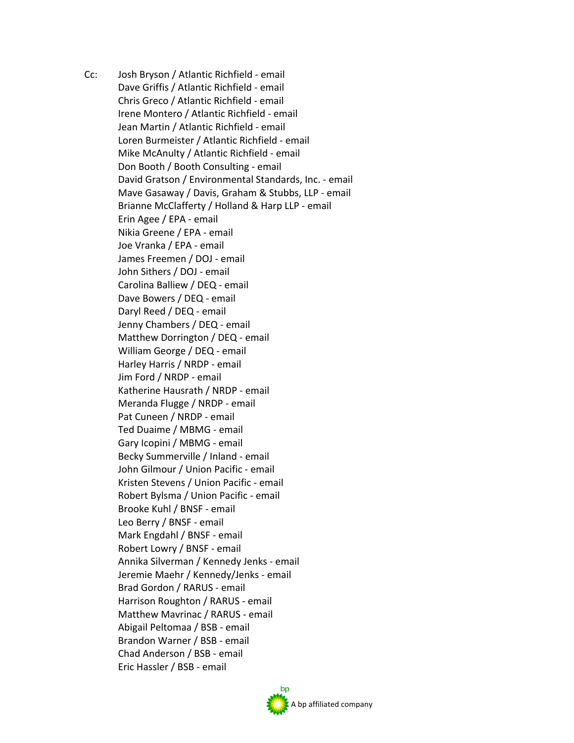Cc: Josh Bryson / Atlantic Richfield - email
Dave Griffis / Atlantic Richfield - email
Chris Greco / Atlantic Richfield - email
Irene Montero / Atlantic Richfield - email
Jean Martin / Atlantic Richfield - email
Loren Burmeister / Atlantic Richfield - email
Mike McAnulty / Atlantic Richfield - email
Don Booth / Booth Consulting - email
David Gratson / Environmental Standards, Inc. - email
Mave Gasaway / Davis, Graham & Stubbs, LLP - email
Brianne McClafferty / Holland & Harp LLP - email
Erin Agee / EPA - email
Nikia Greene / EPA - email
Joe Vranka / EPA - email
James Freemen / DOJ - email
John Sithers / DOJ - email
Carolina Balliew / DEQ - email
Dave Bowers / DEQ - email
Daryl Reed / DEQ - email
Jenny Chambers / DEQ - email
Matthew Dorrington / DEQ - email
William George / DEQ - email
Harley Harris / NRDP - email
Jim Ford / NRDP - email
Katherine Hausrath / NRDP - email
Meranda Flugge / NRDP - email
Pat Cuneen / NRDP - email
Ted Duaime / MBMG - email
Gary Icopini / MBMG - email
Becky Summerville / Inland - email
John Gilmour / Union Pacific - email
Kristen Stevens / Union Pacific - email
Robert Bylsma / Union Pacific - email
Brooke Kuhl / BNSF - email
Leo Berry / BNSF - email
Mark Engdahl / BNSF - email
Robert Lowry / BNSF - email
Annika Silverman / Kennedy Jenks - email
Jeremie Maehr / Kennedy/Jenks - email
Brad Gordon / RARUS - email
Harrison Roughton / RARUS - email
Matthew Mavrinac / RARUS - email
Abigail Peltomaa / BSB - email
Brandon Warner / BSB - email
Chad Anderson / BSB - email
Eric Hassler / BSB - email

A bp affiliated company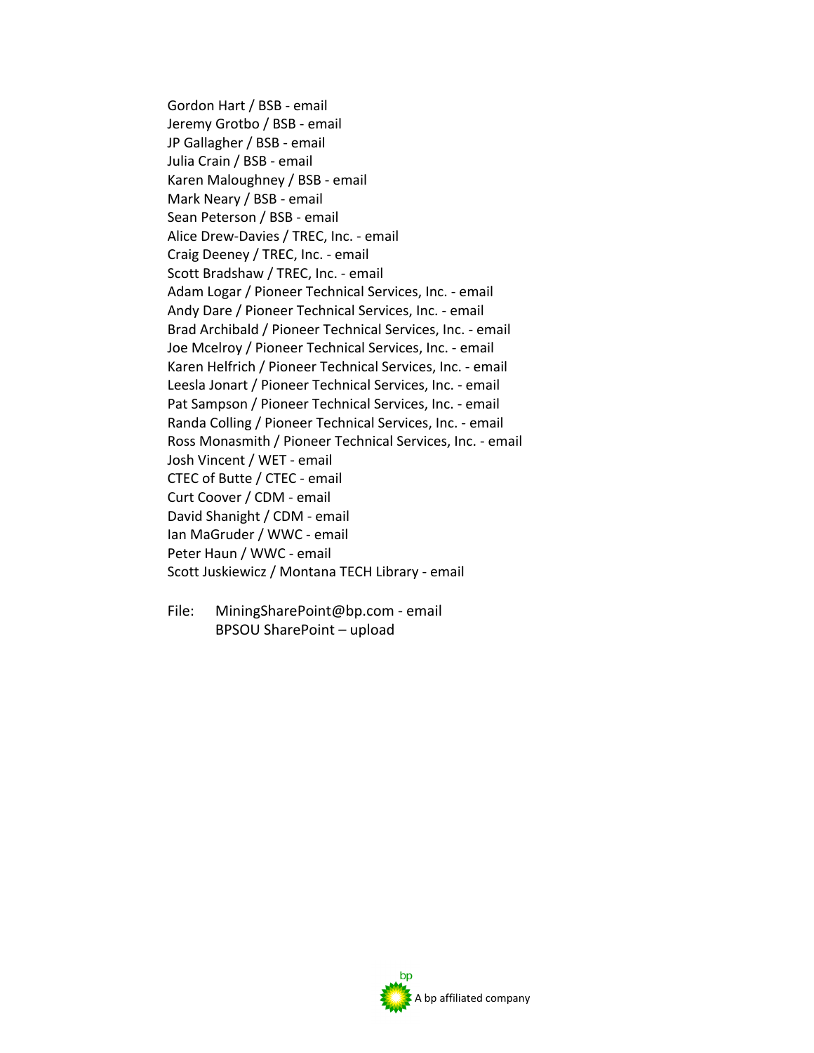Gordon Hart / BSB - email
Jeremy Grotbo / BSB - email
JP Gallagher / BSB - email
Julia Crain / BSB - email
Karen Maloughney / BSB - email
Mark Neary / BSB - email
Sean Peterson / BSB - email
Alice Drew-Davies / TREC, Inc. - email
Craig Deeney / TREC, Inc. - email
Scott Bradshaw / TREC, Inc. - email
Adam Logar / Pioneer Technical Services, Inc. - email
Andy Dare / Pioneer Technical Services, Inc. - email
Brad Archibald / Pioneer Technical Services, Inc. - email
Joe Mcelroy / Pioneer Technical Services, Inc. - email
Karen Helfrich / Pioneer Technical Services, Inc. - email
Leesla Jonart / Pioneer Technical Services, Inc. - email
Pat Sampson / Pioneer Technical Services, Inc. - email
Randa Colling / Pioneer Technical Services, Inc. - email
Ross Monasmith / Pioneer Technical Services, Inc. - email
Josh Vincent / WET - email
CTEC of Butte / CTEC - email
Curt Coover / CDM - email
David Shanight / CDM - email
Ian MaGruder / WWC - email
Peter Haun / WWC - email
Scott Juskiewicz / Montana TECH Library - email

File: MiningSharePoint@bp.com - email
BPSOU SharePoint – upload

A bp affiliated company